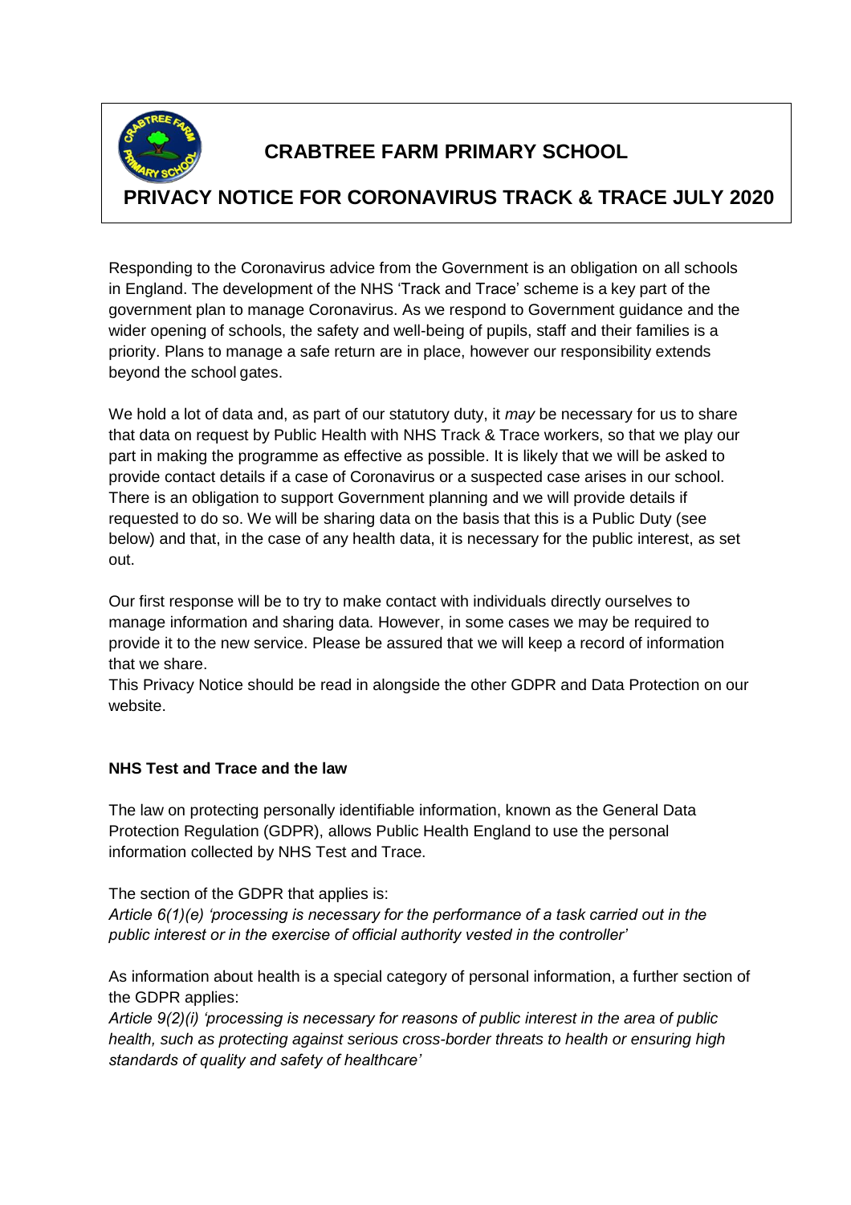# CRABTREE FARM PRIMARY SCHOOL

## PRIVACY NOTICE FOR CORONAVIRUS TRACK & TRACE JULY 2020

Responding to the Coronavirus advice from the Government is an obligation on all schools in England. The development of the NHS 'Track and Trace' scheme is a key part of the government plan to manage Coronavirus. As we respond to Government guidance and the wider opening of schools, the safety and well-being of pupils, staff and their families is a priority. Plans to manage a safe return are in place, however our responsibility extends beyond the school gates.

We hold a lot of data and, as part of our statutory duty, it *may* be necessary for us to share that data on request by Public Health with NHS Track & Trace workers, so that we play our part in making the programme as effective as possible. It is likely that we will be asked to provide contact details if a case of Coronavirus or a suspected case arises in our school. There is an obligation to support Government planning and we will provide details if requested to do so. We will be sharing data on the basis that this is a Public Duty (see below) and that, in the case of any health data, it is necessary for the public interest, as set out.

Our first response will be to try to make contact with individuals directly ourselves to manage information and sharing data. However, in some cases we may be required to provide it to the new service. Please be assured that we will keep a record of information that we share.

This Privacy Notice should be read in alongside the other GDPR and Data Protection on our website.

**NHS Test and Trace and the law**

The law on protecting personally identifiable information, known as the General Data Protection Regulation (GDPR), allows Public Health England to use the personal information collected by NHS Test and Trace.

The section of the GDPR that applies is:

*Article 6(1)(e) 'processing is necessary for the performance of a task carried out in the public interest or in the exercise of official authority vested in the controller'*

As information about health is a special category of personal information, a further section of the GDPR applies:

*Article 9(2)(i) 'processing is necessary for reasons of public interest in the area of public health, such as protecting against serious cross-border threats to health or ensuring high standards of quality and safety of healthcare'*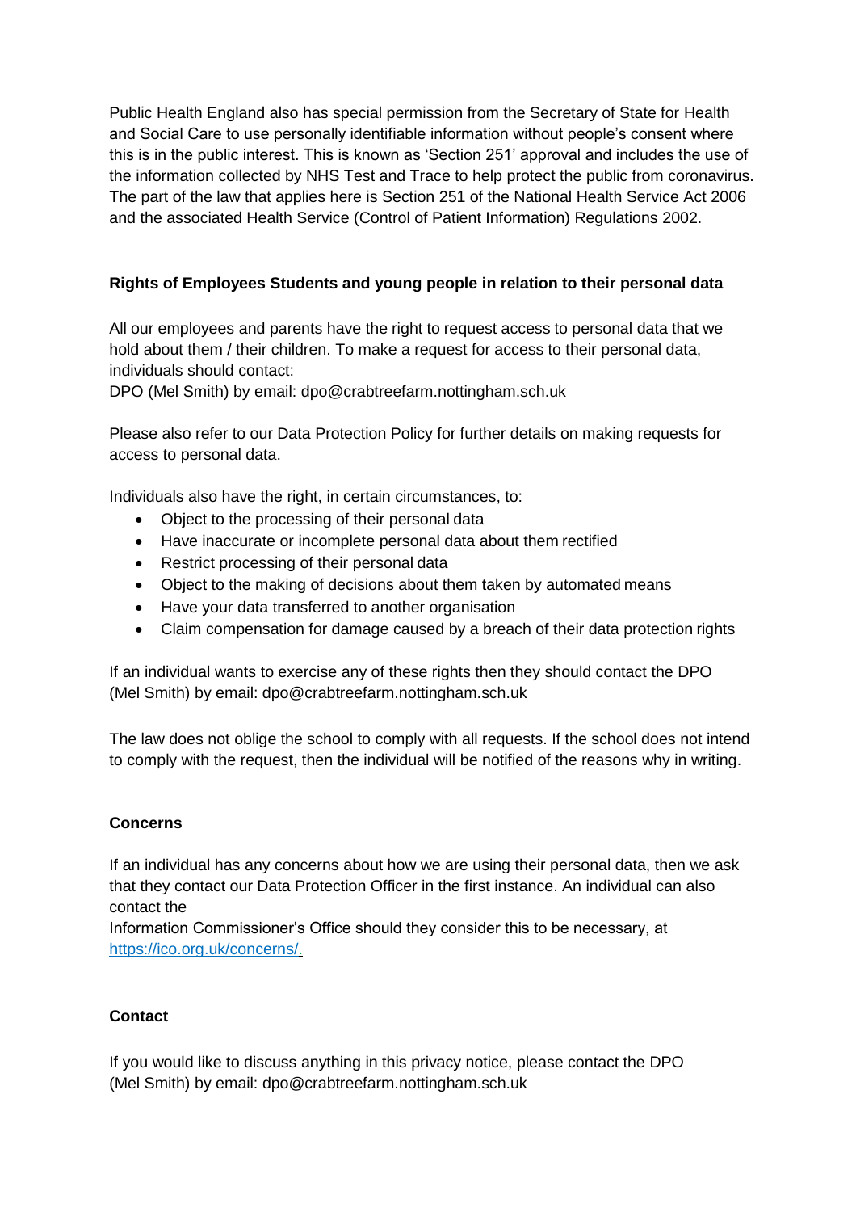Public Health England also has special permission from the Secretary of State for Health and Social Care to use personally identifiable information without people's consent where this is in the public interest. This is known as 'Section 251' approval and includes the use of the information collected by NHS Test and Trace to help protect the public from coronavirus. The part of the law that applies here is Section 251 of the National Health Service Act 2006 and the associated Health Service (Control of Patient Information) Regulations 2002.

**Rights of Employees Students and young people in relation to their personal data**

All our employees and parents have the right to request access to personal data that we hold about them / their children. To make a request for access to their personal data, individuals should contact:
DPO (Mel Smith) by email: dpo@crabtreefarm.nottingham.sch.uk

Please also refer to our Data Protection Policy for further details on making requests for access to personal data.

Individuals also have the right, in certain circumstances, to:

- Object to the processing of their personal data
- Have inaccurate or incomplete personal data about them rectified
- Restrict processing of their personal data
- Object to the making of decisions about them taken by automated means
- Have your data transferred to another organisation
- Claim compensation for damage caused by a breach of their data protection rights

If an individual wants to exercise any of these rights then they should contact the DPO (Mel Smith) by email: dpo@crabtreefarm.nottingham.sch.uk

The law does not oblige the school to comply with all requests. If the school does not intend to comply with the request, then the individual will be notified of the reasons why in writing.

**Concerns**

If an individual has any concerns about how we are using their personal data, then we ask that they contact our Data Protection Officer in the first instance. An individual can also contact the
Information Commissioner's Office should they consider this to be necessary, at https://ico.org.uk/concerns/.

**Contact**

If you would like to discuss anything in this privacy notice, please contact the DPO (Mel Smith) by email: dpo@crabtreefarm.nottingham.sch.uk